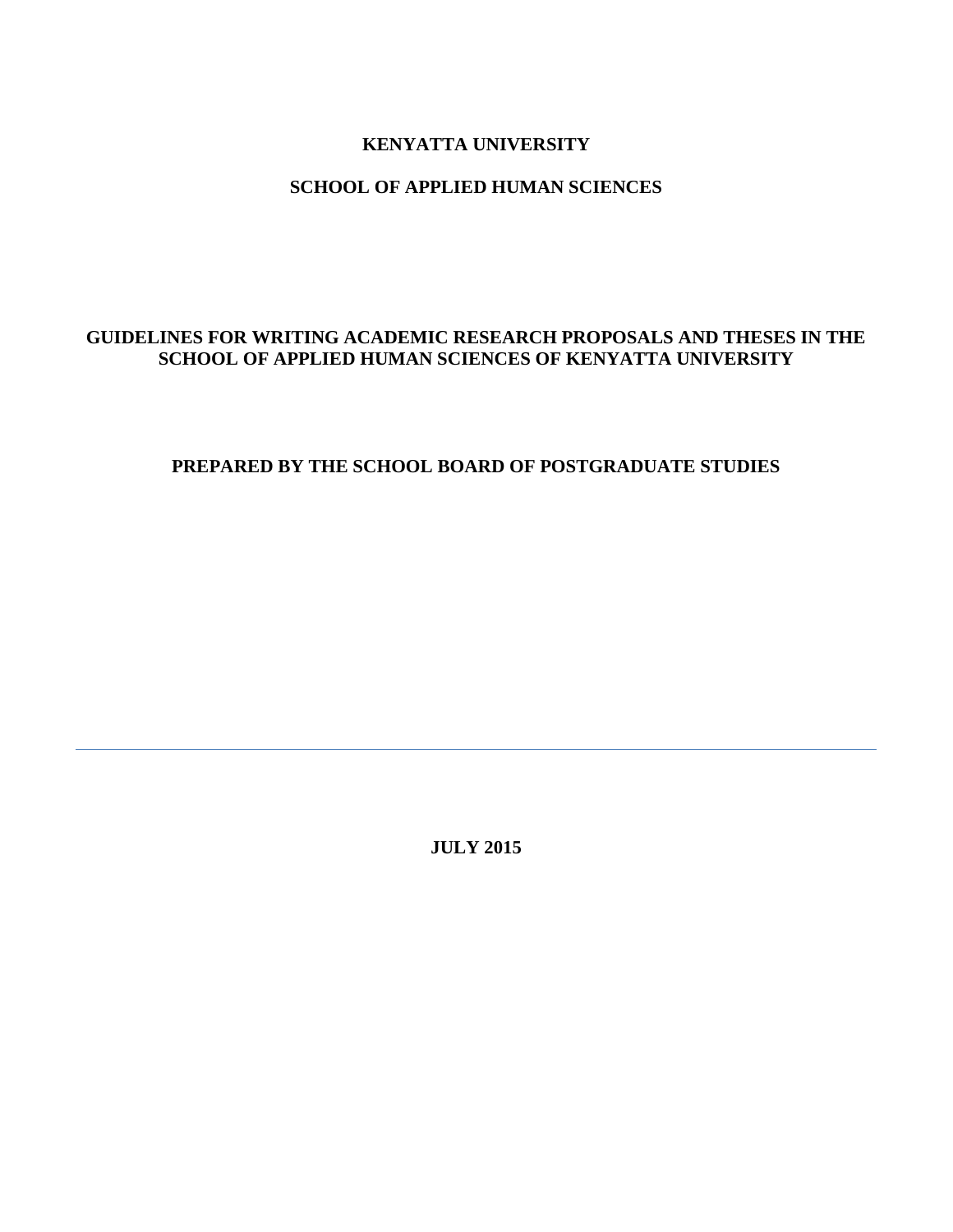**KENYATTA UNIVERSITY**

**SCHOOL OF APPLIED HUMAN SCIENCES**

# GUIDELINES FOR WRITING ACADEMIC RESEARCH PROPOSALS AND THESES IN THE SCHOOL OF APPLIED HUMAN SCIENCES OF KENYATTA UNIVERSITY

**PREPARED BY THE SCHOOL BOARD OF POSTGRADUATE STUDIES**

---

**JULY 2015**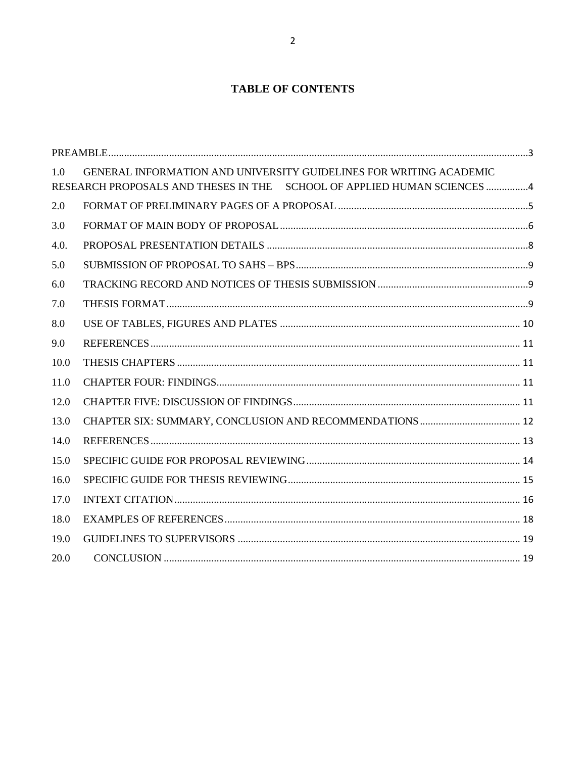# TABLE OF CONTENTS

PREAMBLE....................3

1.0 GENERAL INFORMATION AND UNIVERSITY GUIDELINES FOR WRITING ACADEMIC RESEARCH PROPOSALS AND THESES IN THE SCHOOL OF APPLIED HUMAN SCIENCES....................4

2.0 FORMAT OF PRELIMINARY PAGES OF A PROPOSAL....................5

3.0 FORMAT OF MAIN BODY OF PROPOSAL....................6

4.0. PROPOSAL PRESENTATION DETAILS....................8

5.0 SUBMISSION OF PROPOSAL TO SAHS – BPS....................9

6.0 TRACKING RECORD AND NOTICES OF THESIS SUBMISSION....................9

7.0 THESIS FORMAT....................9

8.0 USE OF TABLES, FIGURES AND PLATES....................10

9.0 REFERENCES....................11

10.0 THESIS CHAPTERS....................11

11.0 CHAPTER FOUR: FINDINGS....................11

12.0 CHAPTER FIVE: DISCUSSION OF FINDINGS....................11

13.0 CHAPTER SIX: SUMMARY, CONCLUSION AND RECOMMENDATIONS....................12

14.0 REFERENCES....................13

15.0 SPECIFIC GUIDE FOR PROPOSAL REVIEWING....................14

16.0 SPECIFIC GUIDE FOR THESIS REVIEWING....................15

17.0 INTEXT CITATION....................16

18.0 EXAMPLES OF REFERENCES....................18

19.0 GUIDELINES TO SUPERVISORS....................19

20.0 CONCLUSION....................19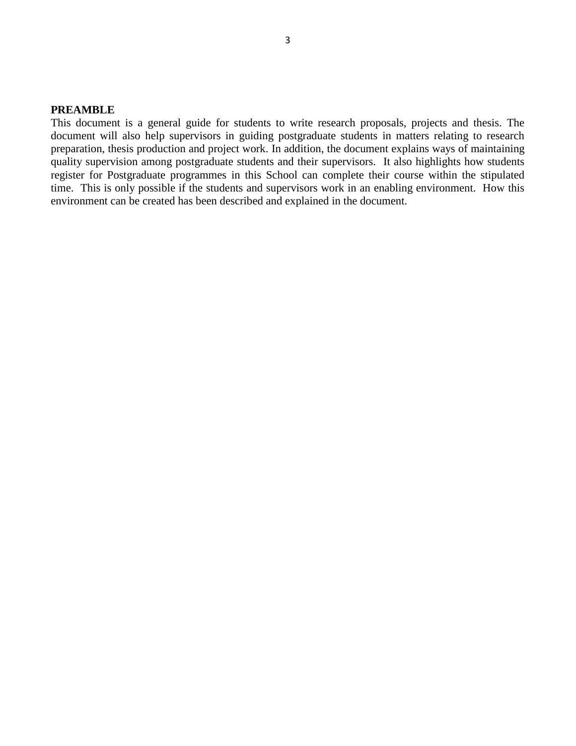**PREAMBLE**

This document is a general guide for students to write research proposals, projects and thesis. The document will also help supervisors in guiding postgraduate students in matters relating to research preparation, thesis production and project work. In addition, the document explains ways of maintaining quality supervision among postgraduate students and their supervisors. It also highlights how students register for Postgraduate programmes in this School can complete their course within the stipulated time. This is only possible if the students and supervisors work in an enabling environment. How this environment can be created has been described and explained in the document.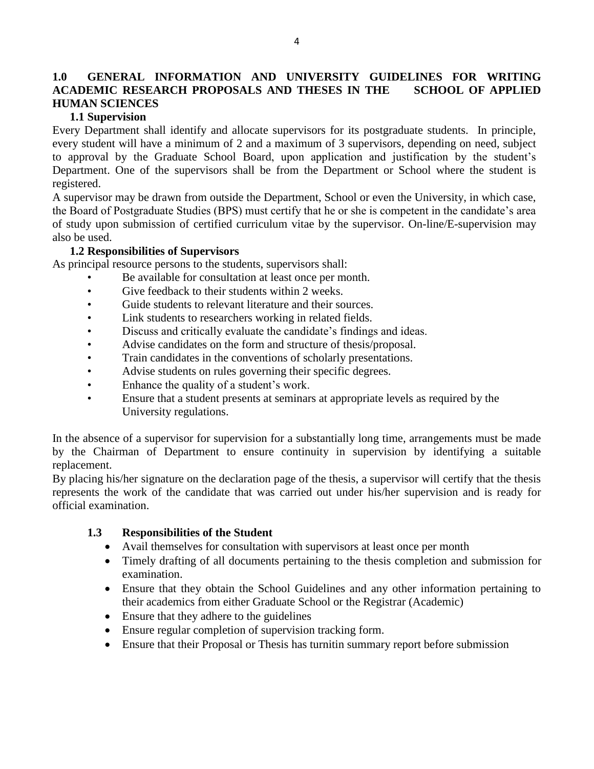# 1.0 GENERAL INFORMATION AND UNIVERSITY GUIDELINES FOR WRITING ACADEMIC RESEARCH PROPOSALS AND THESES IN THE SCHOOL OF APPLIED HUMAN SCIENCES

## 1.1 Supervision

Every Department shall identify and allocate supervisors for its postgraduate students. In principle, every student will have a minimum of 2 and a maximum of 3 supervisors, depending on need, subject to approval by the Graduate School Board, upon application and justification by the student's Department. One of the supervisors shall be from the Department or School where the student is registered.

A supervisor may be drawn from outside the Department, School or even the University, in which case, the Board of Postgraduate Studies (BPS) must certify that he or she is competent in the candidate's area of study upon submission of certified curriculum vitae by the supervisor. On-line/E-supervision may also be used.

## 1.2 Responsibilities of Supervisors

As principal resource persons to the students, supervisors shall:

- Be available for consultation at least once per month.
- Give feedback to their students within 2 weeks.
- Guide students to relevant literature and their sources.
- Link students to researchers working in related fields.
- Discuss and critically evaluate the candidate's findings and ideas.
- Advise candidates on the form and structure of thesis/proposal.
- Train candidates in the conventions of scholarly presentations.
- Advise students on rules governing their specific degrees.
- Enhance the quality of a student's work.
- Ensure that a student presents at seminars at appropriate levels as required by the University regulations.

In the absence of a supervisor for supervision for a substantially long time, arrangements must be made by the Chairman of Department to ensure continuity in supervision by identifying a suitable replacement.

By placing his/her signature on the declaration page of the thesis, a supervisor will certify that the thesis represents the work of the candidate that was carried out under his/her supervision and is ready for official examination.

## 1.3 Responsibilities of the Student

- Avail themselves for consultation with supervisors at least once per month
- Timely drafting of all documents pertaining to the thesis completion and submission for examination.
- Ensure that they obtain the School Guidelines and any other information pertaining to their academics from either Graduate School or the Registrar (Academic)
- Ensure that they adhere to the guidelines
- Ensure regular completion of supervision tracking form.
- Ensure that their Proposal or Thesis has turnitin summary report before submission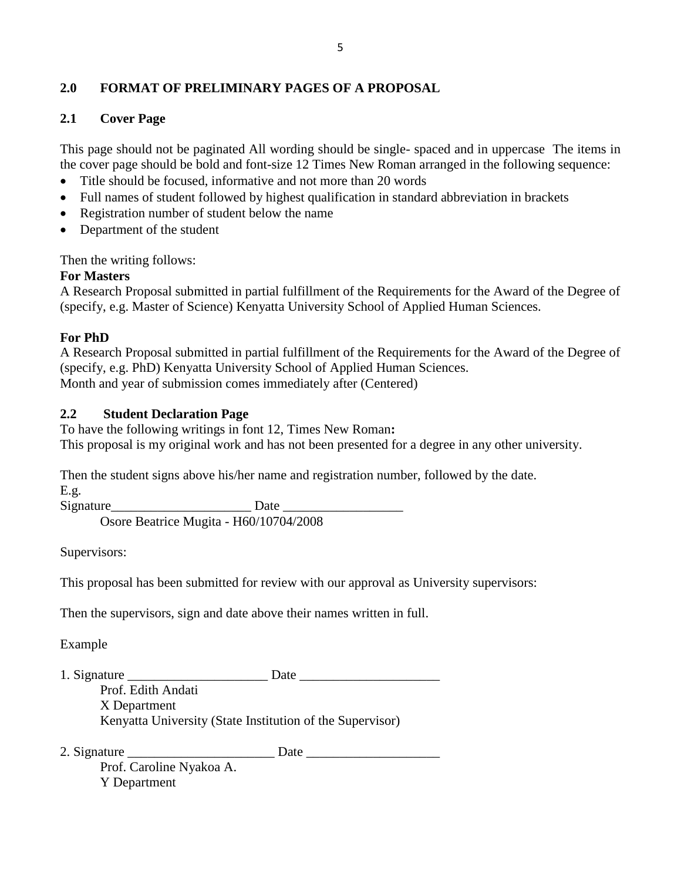## 2.0 FORMAT OF PRELIMINARY PAGES OF A PROPOSAL

### 2.1 Cover Page

This page should not be paginated All wording should be single- spaced and in uppercase The items in the cover page should be bold and font-size 12 Times New Roman arranged in the following sequence:

- Title should be focused, informative and not more than 20 words
- Full names of student followed by highest qualification in standard abbreviation in brackets
- Registration number of student below the name
- Department of the student

Then the writing follows:

**For Masters**

A Research Proposal submitted in partial fulfillment of the Requirements for the Award of the Degree of (specify, e.g. Master of Science) Kenyatta University School of Applied Human Sciences.

**For PhD**

A Research Proposal submitted in partial fulfillment of the Requirements for the Award of the Degree of (specify, e.g. PhD) Kenyatta University School of Applied Human Sciences.
Month and year of submission comes immediately after (Centered)

### 2.2 Student Declaration Page

To have the following writings in font 12, Times New Roman**:**
This proposal is my original work and has not been presented for a degree in any other university.

Then the student signs above his/her name and registration number, followed by the date.
E.g.
Signature_____________________ Date __________________
Osore Beatrice Mugita - H60/10704/2008

Supervisors:

This proposal has been submitted for review with our approval as University supervisors:

Then the supervisors, sign and date above their names written in full.

Example

1. Signature _____________________ Date _____________________
Prof. Edith Andati
X Department
Kenyatta University (State Institution of the Supervisor)

2. Signature ______________________ Date ____________________
Prof. Caroline Nyakoa A.
Y Department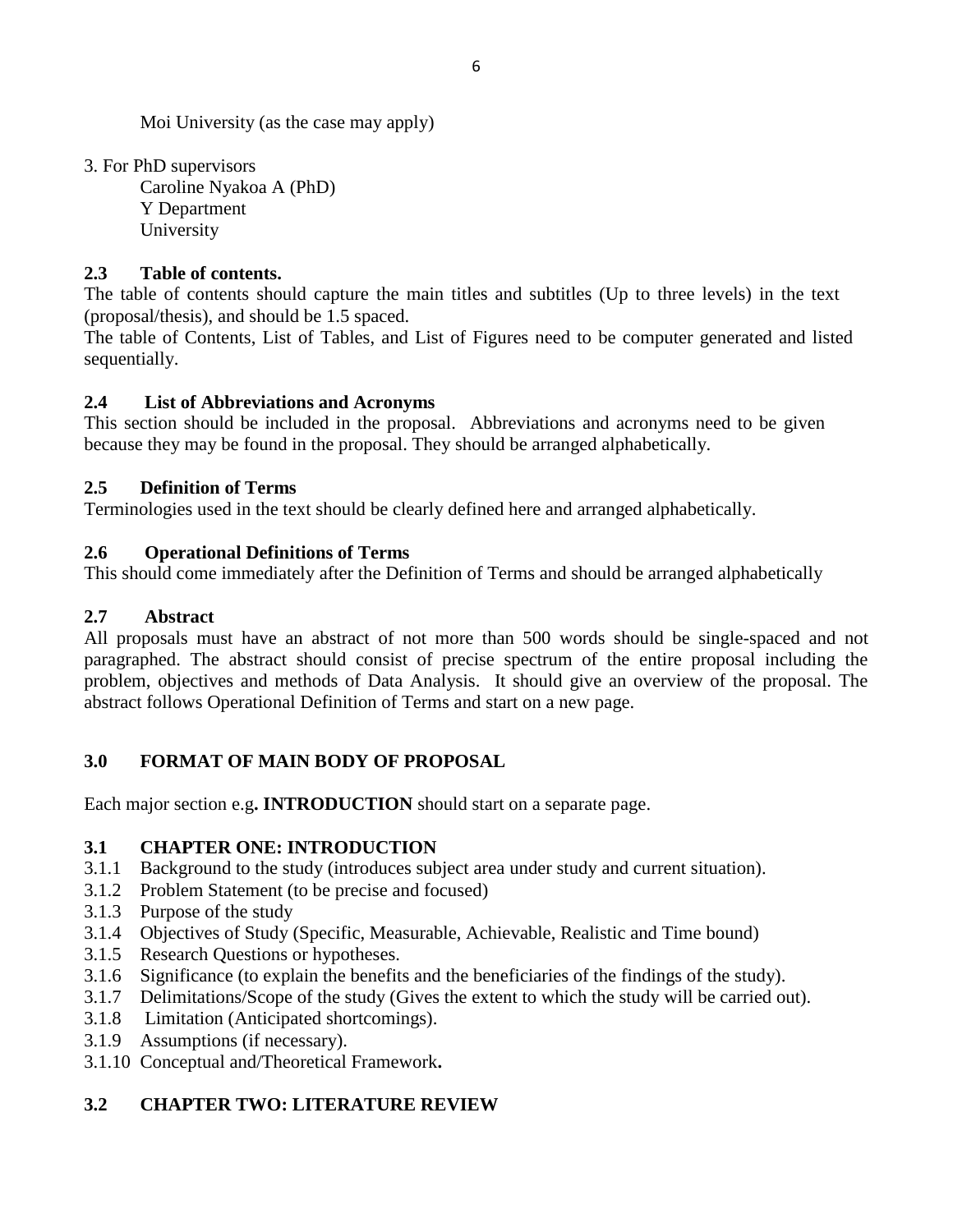Moi University (as the case may apply)

3. For PhD supervisors

    Caroline Nyakoa A (PhD)
    Y Department
    University

### 2.3 Table of contents.

The table of contents should capture the main titles and subtitles (Up to three levels) in the text (proposal/thesis), and should be 1.5 spaced.

The table of Contents, List of Tables, and List of Figures need to be computer generated and listed sequentially.

### 2.4 List of Abbreviations and Acronyms

This section should be included in the proposal. Abbreviations and acronyms need to be given because they may be found in the proposal. They should be arranged alphabetically.

### 2.5 Definition of Terms

Terminologies used in the text should be clearly defined here and arranged alphabetically.

### 2.6 Operational Definitions of Terms

This should come immediately after the Definition of Terms and should be arranged alphabetically

### 2.7 Abstract

All proposals must have an abstract of not more than 500 words should be single-spaced and not paragraphed. The abstract should consist of precise spectrum of the entire proposal including the problem, objectives and methods of Data Analysis. It should give an overview of the proposal. The abstract follows Operational Definition of Terms and start on a new page.

## 3.0 FORMAT OF MAIN BODY OF PROPOSAL

Each major section e.g**. INTRODUCTION** should start on a separate page.

### 3.1 CHAPTER ONE: INTRODUCTION

3.1.1 Background to the study (introduces subject area under study and current situation).
3.1.2 Problem Statement (to be precise and focused)
3.1.3 Purpose of the study
3.1.4 Objectives of Study (Specific, Measurable, Achievable, Realistic and Time bound)
3.1.5 Research Questions or hypotheses.
3.1.6 Significance (to explain the benefits and the beneficiaries of the findings of the study).
3.1.7 Delimitations/Scope of the study (Gives the extent to which the study will be carried out).
3.1.8 Limitation (Anticipated shortcomings).
3.1.9 Assumptions (if necessary).
3.1.10 Conceptual and/Theoretical Framework**.**

### 3.2 CHAPTER TWO: LITERATURE REVIEW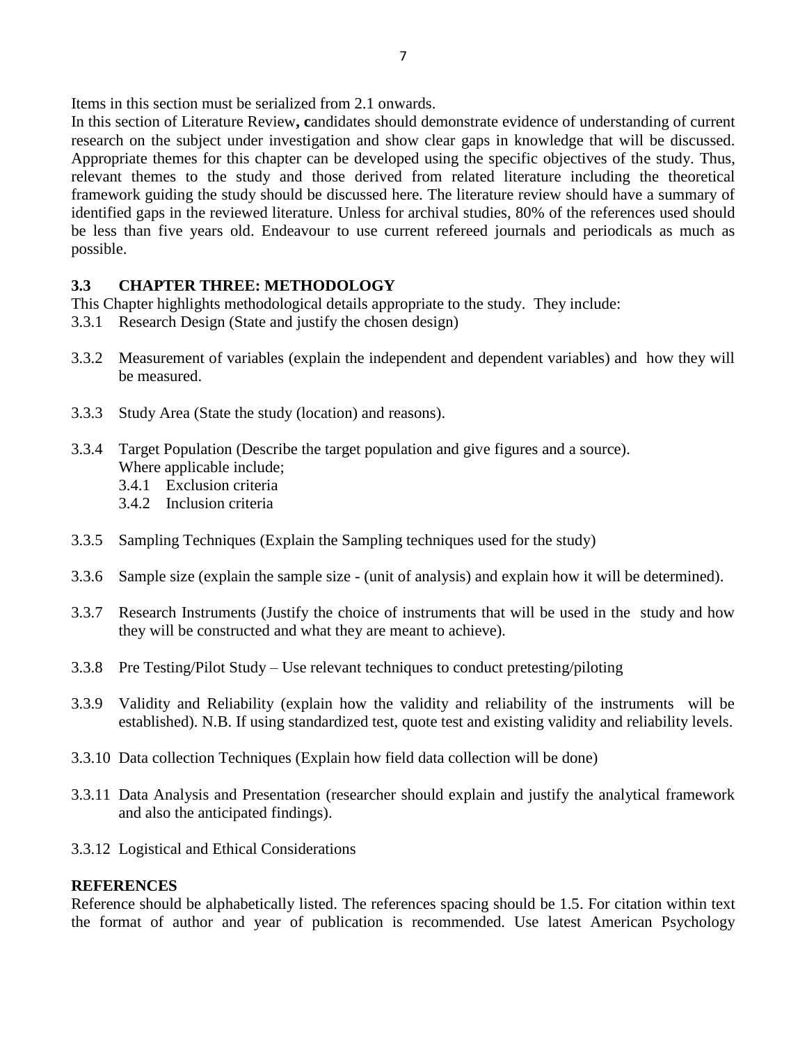Items in this section must be serialized from 2.1 onwards.

In this section of Literature Review**, c**andidates should demonstrate evidence of understanding of current research on the subject under investigation and show clear gaps in knowledge that will be discussed. Appropriate themes for this chapter can be developed using the specific objectives of the study. Thus, relevant themes to the study and those derived from related literature including the theoretical framework guiding the study should be discussed here. The literature review should have a summary of identified gaps in the reviewed literature. Unless for archival studies, 80% of the references used should be less than five years old. Endeavour to use current refereed journals and periodicals as much as possible.

### 3.3 CHAPTER THREE: METHODOLOGY

This Chapter highlights methodological details appropriate to the study. They include:

3.3.1 Research Design (State and justify the chosen design)

3.3.2 Measurement of variables (explain the independent and dependent variables) and how they will be measured.

3.3.3 Study Area (State the study (location) and reasons).

3.3.4 Target Population (Describe the target population and give figures and a source). Where applicable include;
   - 3.4.1 Exclusion criteria
   - 3.4.2 Inclusion criteria

3.3.5 Sampling Techniques (Explain the Sampling techniques used for the study)

3.3.6 Sample size (explain the sample size - (unit of analysis) and explain how it will be determined).

3.3.7 Research Instruments (Justify the choice of instruments that will be used in the study and how they will be constructed and what they are meant to achieve).

3.3.8 Pre Testing/Pilot Study – Use relevant techniques to conduct pretesting/piloting

3.3.9 Validity and Reliability (explain how the validity and reliability of the instruments will be established). N.B. If using standardized test, quote test and existing validity and reliability levels.

3.3.10 Data collection Techniques (Explain how field data collection will be done)

3.3.11 Data Analysis and Presentation (researcher should explain and justify the analytical framework and also the anticipated findings).

3.3.12 Logistical and Ethical Considerations

### REFERENCES

Reference should be alphabetically listed. The references spacing should be 1.5. For citation within text the format of author and year of publication is recommended. Use latest American Psychology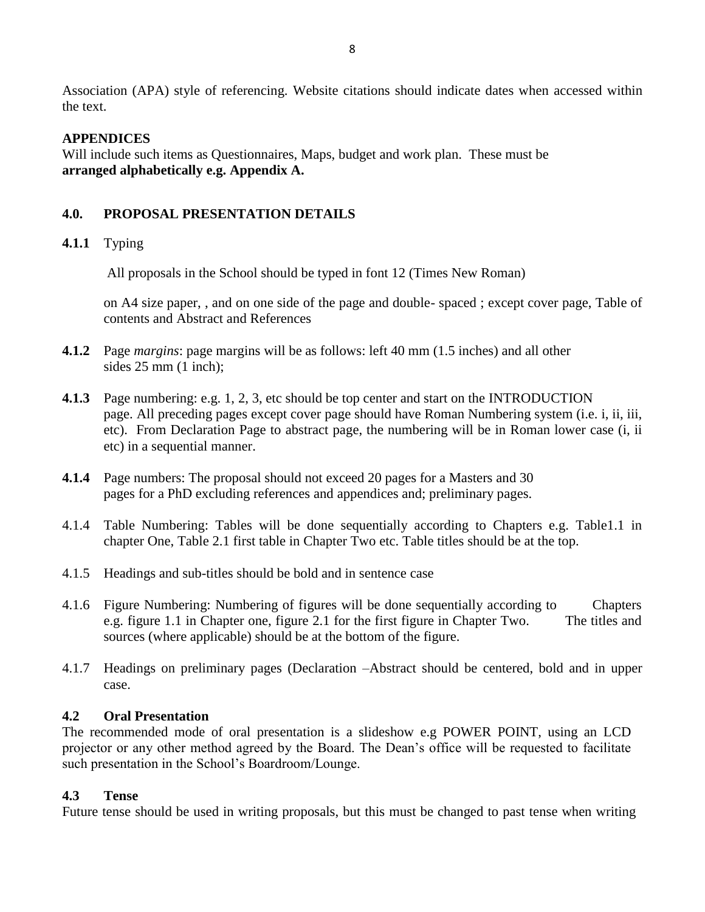Association (APA) style of referencing. Website citations should indicate dates when accessed within the text.

**APPENDICES**

Will include such items as Questionnaires, Maps, budget and work plan. These must be **arranged alphabetically e.g. Appendix A.**

## 4.0. PROPOSAL PRESENTATION DETAILS

**4.1.1** Typing

All proposals in the School should be typed in font 12 (Times New Roman)

on A4 size paper, , and on one side of the page and double- spaced ; except cover page, Table of contents and Abstract and References

**4.1.2** Page *margins*: page margins will be as follows: left 40 mm (1.5 inches) and all other sides 25 mm (1 inch);

**4.1.3** Page numbering: e.g. 1, 2, 3, etc should be top center and start on the INTRODUCTION page. All preceding pages except cover page should have Roman Numbering system (i.e. i, ii, iii, etc). From Declaration Page to abstract page, the numbering will be in Roman lower case (i, ii etc) in a sequential manner.

**4.1.4** Page numbers: The proposal should not exceed 20 pages for a Masters and 30 pages for a PhD excluding references and appendices and; preliminary pages.

4.1.4 Table Numbering: Tables will be done sequentially according to Chapters e.g. Table1.1 in chapter One, Table 2.1 first table in Chapter Two etc. Table titles should be at the top.

4.1.5 Headings and sub-titles should be bold and in sentence case

4.1.6 Figure Numbering: Numbering of figures will be done sequentially according to Chapters e.g. figure 1.1 in Chapter one, figure 2.1 for the first figure in Chapter Two. The titles and sources (where applicable) should be at the bottom of the figure.

4.1.7 Headings on preliminary pages (Declaration –Abstract should be centered, bold and in upper case.

### 4.2 Oral Presentation

The recommended mode of oral presentation is a slideshow e.g POWER POINT, using an LCD projector or any other method agreed by the Board. The Dean's office will be requested to facilitate such presentation in the School's Boardroom/Lounge.

### 4.3 Tense

Future tense should be used in writing proposals, but this must be changed to past tense when writing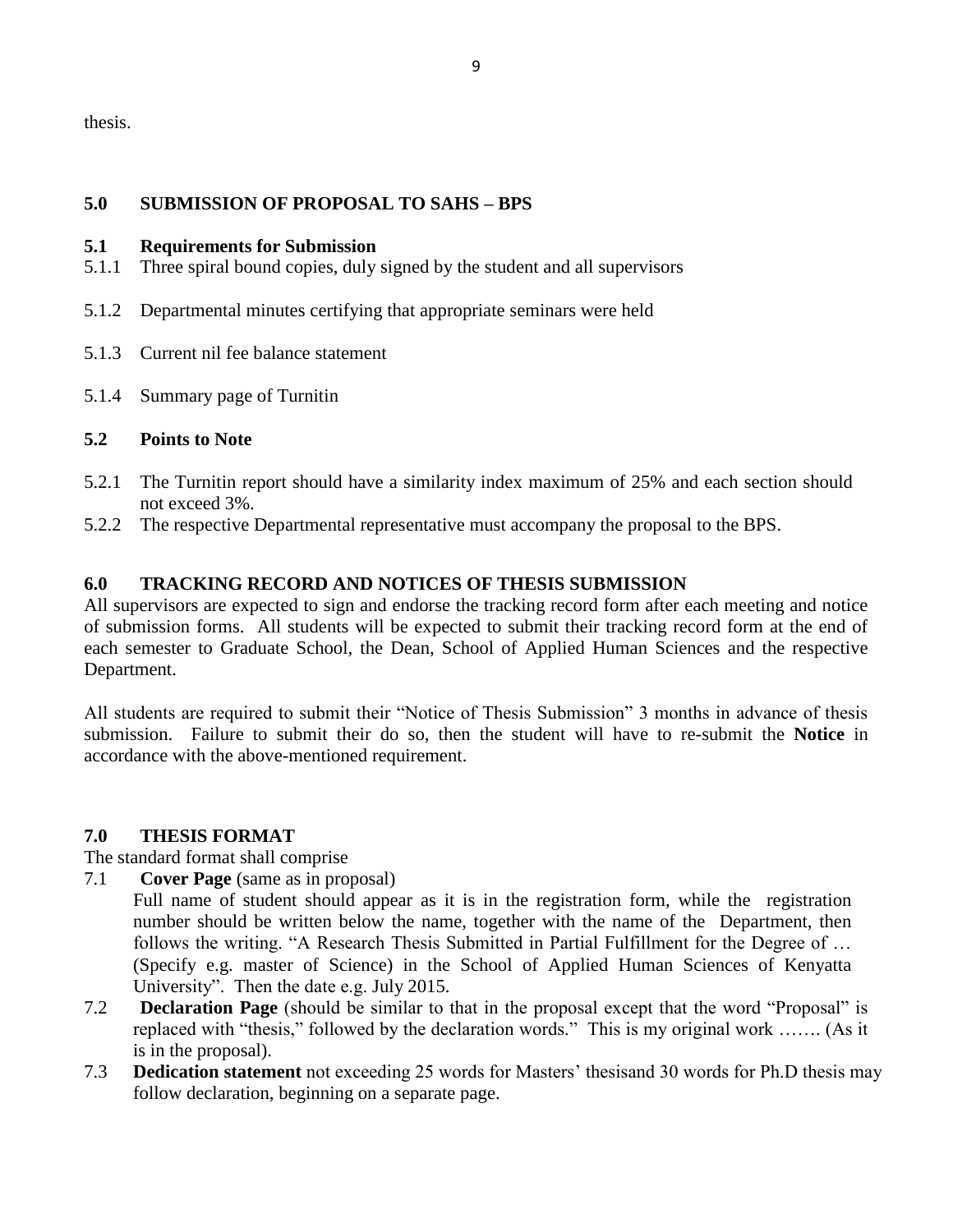thesis.

## 5.0 SUBMISSION OF PROPOSAL TO SAHS – BPS

### 5.1 Requirements for Submission

5.1.1 Three spiral bound copies, duly signed by the student and all supervisors

5.1.2 Departmental minutes certifying that appropriate seminars were held

5.1.3 Current nil fee balance statement

5.1.4 Summary page of Turnitin

### 5.2 Points to Note

5.2.1 The Turnitin report should have a similarity index maximum of 25% and each section should not exceed 3%.

5.2.2 The respective Departmental representative must accompany the proposal to the BPS.

## 6.0 TRACKING RECORD AND NOTICES OF THESIS SUBMISSION

All supervisors are expected to sign and endorse the tracking record form after each meeting and notice of submission forms. All students will be expected to submit their tracking record form at the end of each semester to Graduate School, the Dean, School of Applied Human Sciences and the respective Department.

All students are required to submit their "Notice of Thesis Submission" 3 months in advance of thesis submission. Failure to submit their do so, then the student will have to re-submit the **Notice** in accordance with the above-mentioned requirement.

## 7.0 THESIS FORMAT

The standard format shall comprise

7.1 **Cover Page** (same as in proposal)
Full name of student should appear as it is in the registration form, while the registration number should be written below the name, together with the name of the Department, then follows the writing. "A Research Thesis Submitted in Partial Fulfillment for the Degree of … (Specify e.g. master of Science) in the School of Applied Human Sciences of Kenyatta University". Then the date e.g. July 2015.

7.2 **Declaration Page** (should be similar to that in the proposal except that the word "Proposal" is replaced with "thesis," followed by the declaration words." This is my original work ……. (As it is in the proposal).

7.3 **Dedication statement** not exceeding 25 words for Masters' thesisand 30 words for Ph.D thesis may follow declaration, beginning on a separate page.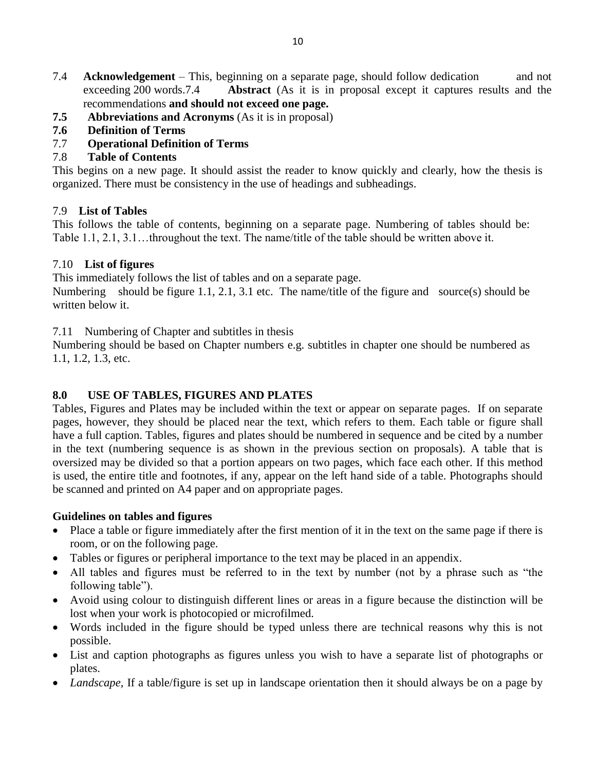7.4 **Acknowledgement** – This, beginning on a separate page, should follow dedication and not exceeding 200 words.7.4 **Abstract** (As it is in proposal except it captures results and the recommendations **and should not exceed one page.**

**7.5 Abbreviations and Acronyms** (As it is in proposal)

**7.6 Definition of Terms**

7.7 **Operational Definition of Terms**

7.8 **Table of Contents**

This begins on a new page. It should assist the reader to know quickly and clearly, how the thesis is organized. There must be consistency in the use of headings and subheadings.

7.9 **List of Tables**

This follows the table of contents, beginning on a separate page. Numbering of tables should be: Table 1.1, 2.1, 3.1…throughout the text. The name/title of the table should be written above it.

7.10 **List of figures**

This immediately follows the list of tables and on a separate page.

Numbering should be figure 1.1, 2.1, 3.1 etc. The name/title of the figure and source(s) should be written below it.

7.11 Numbering of Chapter and subtitles in thesis

Numbering should be based on Chapter numbers e.g. subtitles in chapter one should be numbered as 1.1, 1.2, 1.3, etc.

## 8.0 USE OF TABLES, FIGURES AND PLATES

Tables, Figures and Plates may be included within the text or appear on separate pages. If on separate pages, however, they should be placed near the text, which refers to them. Each table or figure shall have a full caption. Tables, figures and plates should be numbered in sequence and be cited by a number in the text (numbering sequence is as shown in the previous section on proposals). A table that is oversized may be divided so that a portion appears on two pages, which face each other. If this method is used, the entire title and footnotes, if any, appear on the left hand side of a table. Photographs should be scanned and printed on A4 paper and on appropriate pages.

**Guidelines on tables and figures**

- Place a table or figure immediately after the first mention of it in the text on the same page if there is room, or on the following page.
- Tables or figures or peripheral importance to the text may be placed in an appendix.
- All tables and figures must be referred to in the text by number (not by a phrase such as "the following table").
- Avoid using colour to distinguish different lines or areas in a figure because the distinction will be lost when your work is photocopied or microfilmed.
- Words included in the figure should be typed unless there are technical reasons why this is not possible.
- List and caption photographs as figures unless you wish to have a separate list of photographs or plates.
- *Landscape*, If a table/figure is set up in landscape orientation then it should always be on a page by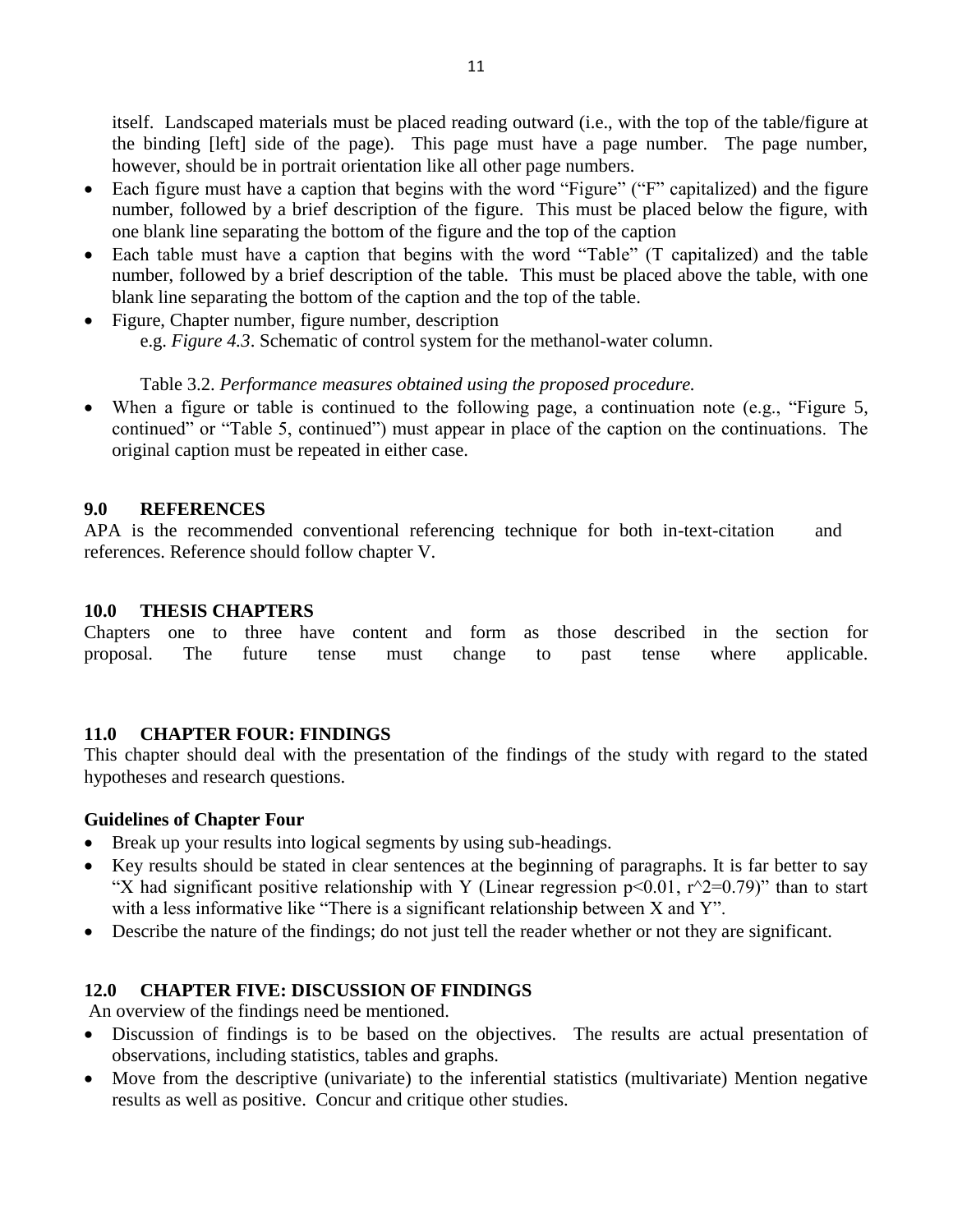itself. Landscaped materials must be placed reading outward (i.e., with the top of the table/figure at the binding [left] side of the page). This page must have a page number. The page number, however, should be in portrait orientation like all other page numbers.

- Each figure must have a caption that begins with the word "Figure" ("F" capitalized) and the figure number, followed by a brief description of the figure. This must be placed below the figure, with one blank line separating the bottom of the figure and the top of the caption
- Each table must have a caption that begins with the word "Table" (T capitalized) and the table number, followed by a brief description of the table. This must be placed above the table, with one blank line separating the bottom of the caption and the top of the table.
- Figure, Chapter number, figure number, description

  e.g. *Figure 4.3*. Schematic of control system for the methanol-water column.

  Table 3.2. *Performance measures obtained using the proposed procedure.*
- When a figure or table is continued to the following page, a continuation note (e.g., "Figure 5, continued" or "Table 5, continued") must appear in place of the caption on the continuations. The original caption must be repeated in either case.

## 9.0 REFERENCES

APA is the recommended conventional referencing technique for both in-text-citation and references. Reference should follow chapter V.

## 10.0 THESIS CHAPTERS

Chapters one to three have content and form as those described in the section for proposal. The future tense must change to past tense where applicable.

## 11.0 CHAPTER FOUR: FINDINGS

This chapter should deal with the presentation of the findings of the study with regard to the stated hypotheses and research questions.

**Guidelines of Chapter Four**

- Break up your results into logical segments by using sub-headings.
- Key results should be stated in clear sentences at the beginning of paragraphs. It is far better to say "X had significant positive relationship with Y (Linear regression $p<0.01$, r^2=0.79)" than to start with a less informative like "There is a significant relationship between X and Y".
- Describe the nature of the findings; do not just tell the reader whether or not they are significant.

## 12.0 CHAPTER FIVE: DISCUSSION OF FINDINGS

An overview of the findings need be mentioned.

- Discussion of findings is to be based on the objectives. The results are actual presentation of observations, including statistics, tables and graphs.
- Move from the descriptive (univariate) to the inferential statistics (multivariate) Mention negative results as well as positive. Concur and critique other studies.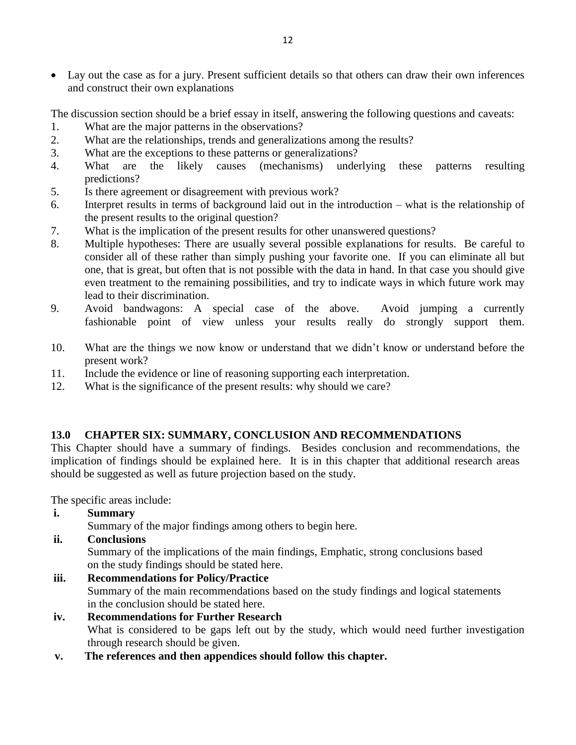- Lay out the case as for a jury. Present sufficient details so that others can draw their own inferences and construct their own explanations

The discussion section should be a brief essay in itself, answering the following questions and caveats:

1. What are the major patterns in the observations?
2. What are the relationships, trends and generalizations among the results?
3. What are the exceptions to these patterns or generalizations?
4. What are the likely causes (mechanisms) underlying these patterns resulting predictions?
5. Is there agreement or disagreement with previous work?
6. Interpret results in terms of background laid out in the introduction – what is the relationship of the present results to the original question?
7. What is the implication of the present results for other unanswered questions?
8. Multiple hypotheses: There are usually several possible explanations for results. Be careful to consider all of these rather than simply pushing your favorite one. If you can eliminate all but one, that is great, but often that is not possible with the data in hand. In that case you should give even treatment to the remaining possibilities, and try to indicate ways in which future work may lead to their discrimination.
9. Avoid bandwagons: A special case of the above. Avoid jumping a currently fashionable point of view unless your results really do strongly support them.
10. What are the things we now know or understand that we didn't know or understand before the present work?
11. Include the evidence or line of reasoning supporting each interpretation.
12. What is the significance of the present results: why should we care?

## 13.0 CHAPTER SIX: SUMMARY, CONCLUSION AND RECOMMENDATIONS

This Chapter should have a summary of findings. Besides conclusion and recommendations, the implication of findings should be explained here. It is in this chapter that additional research areas should be suggested as well as future projection based on the study.

The specific areas include:

**i. Summary**

Summary of the major findings among others to begin here.

**ii. Conclusions**

Summary of the implications of the main findings, Emphatic, strong conclusions based on the study findings should be stated here.

**iii. Recommendations for Policy/Practice**

Summary of the main recommendations based on the study findings and logical statements in the conclusion should be stated here.

**iv. Recommendations for Further Research**

What is considered to be gaps left out by the study, which would need further investigation through research should be given.

**v. The references and then appendices should follow this chapter.**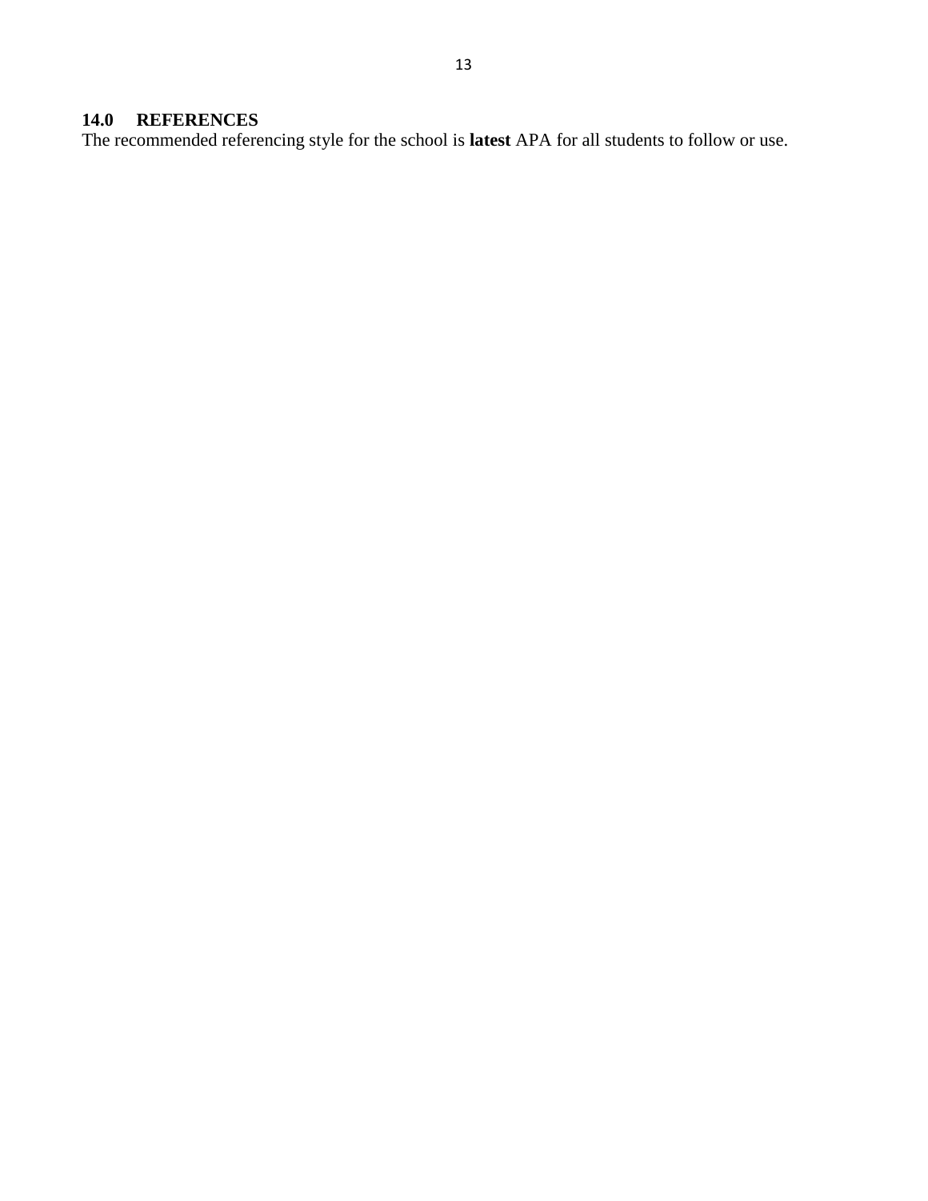## 14.0 REFERENCES

The recommended referencing style for the school is **latest** APA for all students to follow or use.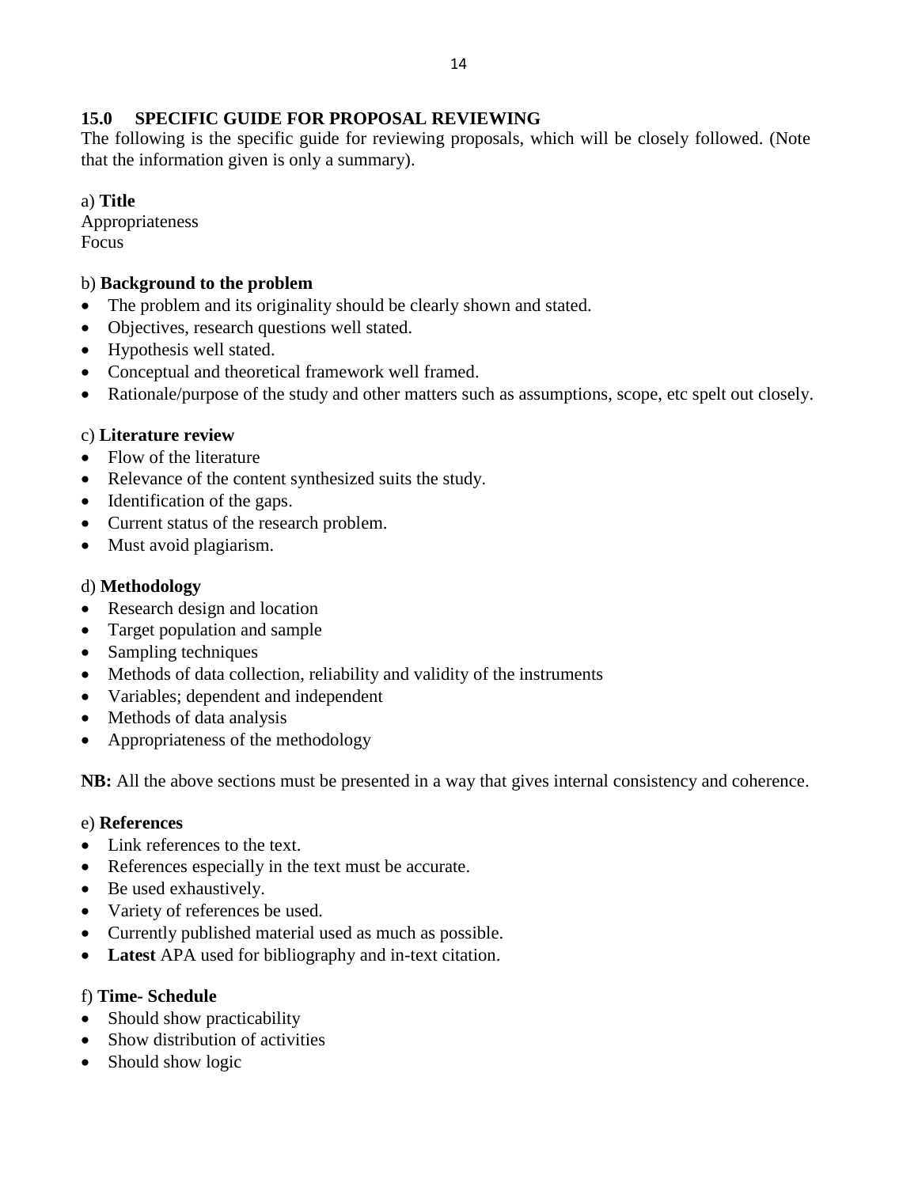## 15.0 SPECIFIC GUIDE FOR PROPOSAL REVIEWING

The following is the specific guide for reviewing proposals, which will be closely followed. (Note that the information given is only a summary).

a) **Title**

Appropriateness
Focus

b) **Background to the problem**

- The problem and its originality should be clearly shown and stated.
- Objectives, research questions well stated.
- Hypothesis well stated.
- Conceptual and theoretical framework well framed.
- Rationale/purpose of the study and other matters such as assumptions, scope, etc spelt out closely.

c) **Literature review**

- Flow of the literature
- Relevance of the content synthesized suits the study.
- Identification of the gaps.
- Current status of the research problem.
- Must avoid plagiarism.

d) **Methodology**

- Research design and location
- Target population and sample
- Sampling techniques
- Methods of data collection, reliability and validity of the instruments
- Variables; dependent and independent
- Methods of data analysis
- Appropriateness of the methodology

**NB:** All the above sections must be presented in a way that gives internal consistency and coherence.

e) **References**

- Link references to the text.
- References especially in the text must be accurate.
- Be used exhaustively.
- Variety of references be used.
- Currently published material used as much as possible.
- **Latest** APA used for bibliography and in-text citation.

f) **Time- Schedule**

- Should show practicability
- Show distribution of activities
- Should show logic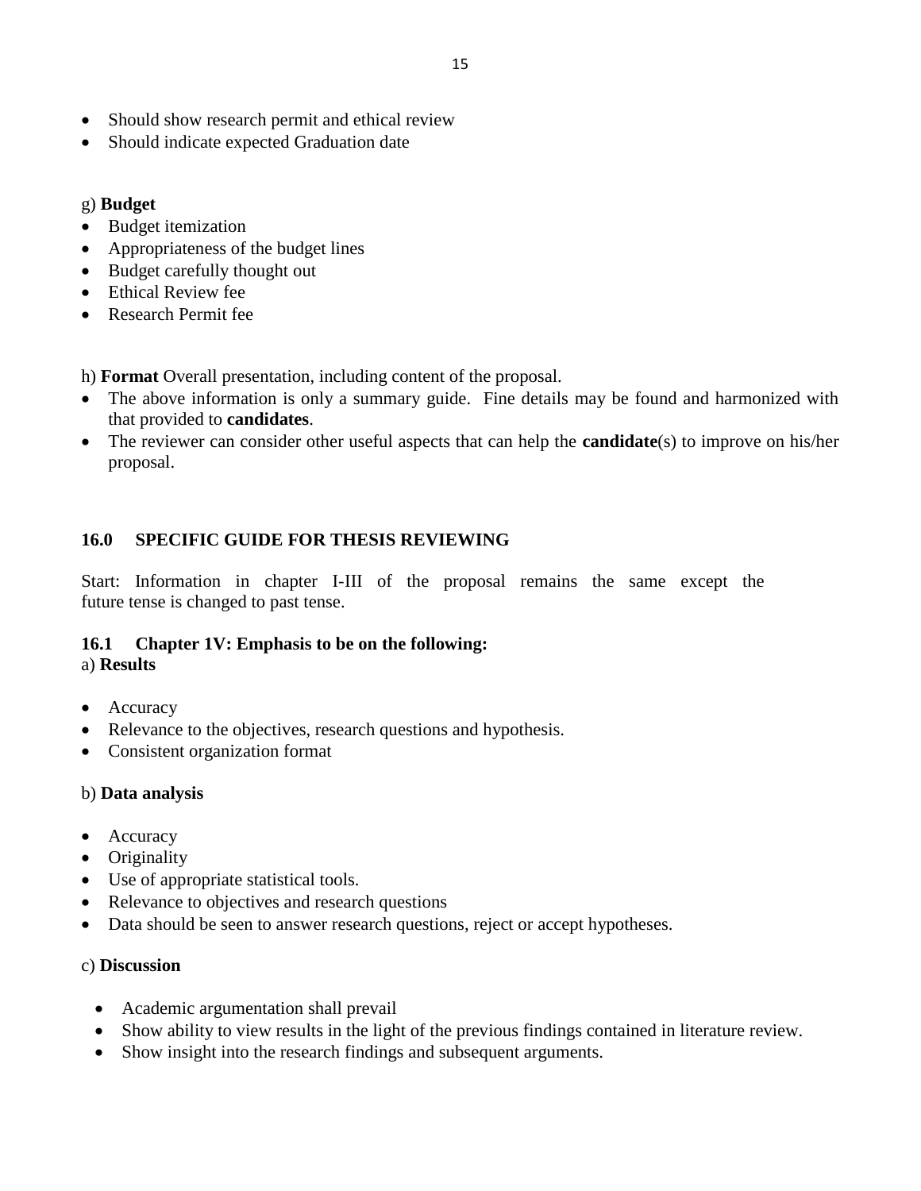- Should show research permit and ethical review
- Should indicate expected Graduation date

g) **Budget**

- Budget itemization
- Appropriateness of the budget lines
- Budget carefully thought out
- Ethical Review fee
- Research Permit fee

h) **Format** Overall presentation, including content of the proposal.

- The above information is only a summary guide. Fine details may be found and harmonized with that provided to **candidates**.
- The reviewer can consider other useful aspects that can help the **candidate**(s) to improve on his/her proposal.

## 16.0 SPECIFIC GUIDE FOR THESIS REVIEWING

Start: Information in chapter I-III of the proposal remains the same except the future tense is changed to past tense.

### 16.1 Chapter 1V: Emphasis to be on the following:

a) **Results**

- Accuracy
- Relevance to the objectives, research questions and hypothesis.
- Consistent organization format

b) **Data analysis**

- Accuracy
- Originality
- Use of appropriate statistical tools.
- Relevance to objectives and research questions
- Data should be seen to answer research questions, reject or accept hypotheses.

c) **Discussion**

- Academic argumentation shall prevail
- Show ability to view results in the light of the previous findings contained in literature review.
- Show insight into the research findings and subsequent arguments.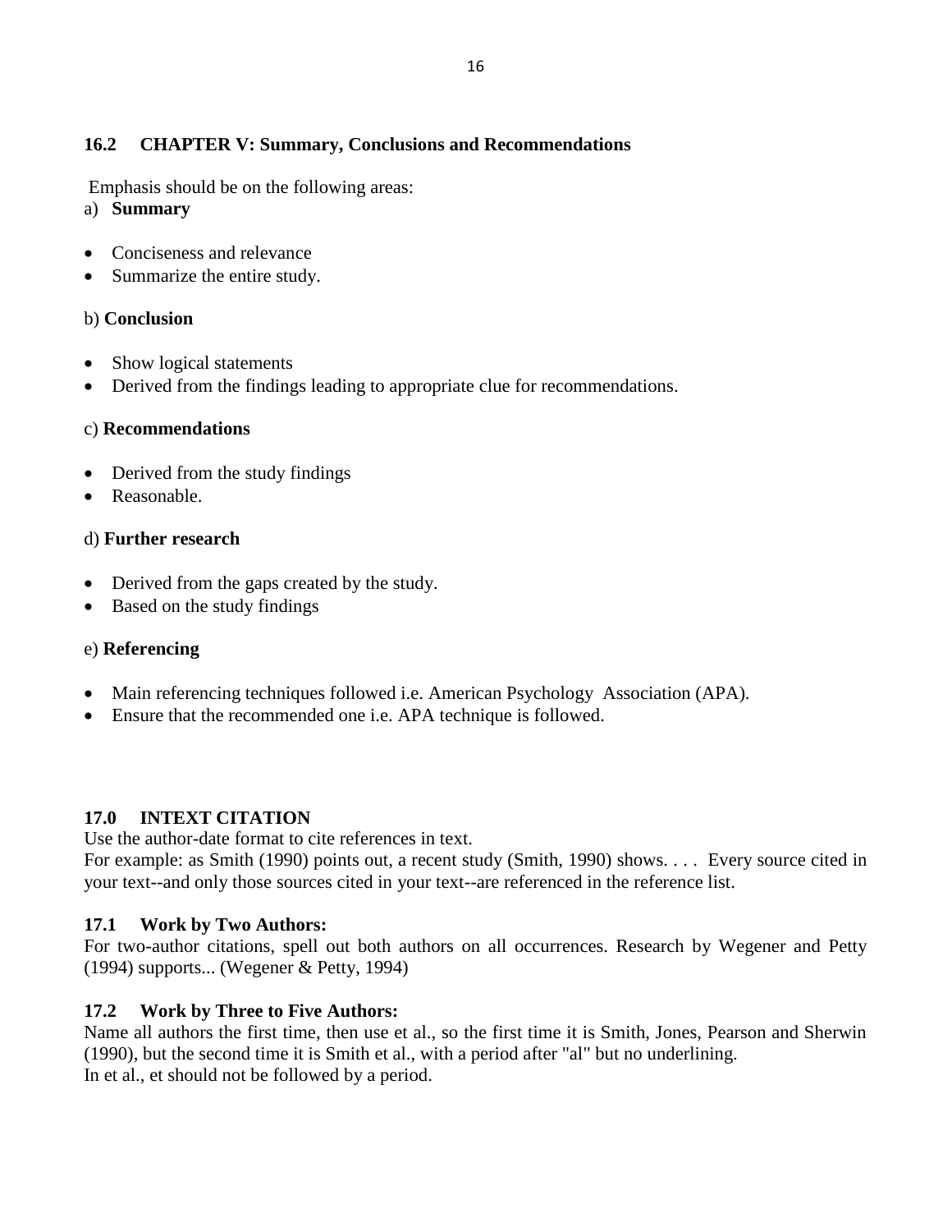## 16.2 CHAPTER V: Summary, Conclusions and Recommendations

Emphasis should be on the following areas:

a) **Summary**

- Conciseness and relevance
- Summarize the entire study.

b) **Conclusion**

- Show logical statements
- Derived from the findings leading to appropriate clue for recommendations.

c) **Recommendations**

- Derived from the study findings
- Reasonable.

d) **Further research**

- Derived from the gaps created by the study.
- Based on the study findings

e) **Referencing**

- Main referencing techniques followed i.e. American Psychology Association (APA).
- Ensure that the recommended one i.e. APA technique is followed.

## 17.0 INTEXT CITATION

Use the author-date format to cite references in text.
For example: as Smith (1990) points out, a recent study (Smith, 1990) shows. . . . Every source cited in your text--and only those sources cited in your text--are referenced in the reference list.

### 17.1 Work by Two Authors:

For two-author citations, spell out both authors on all occurrences. Research by Wegener and Petty (1994) supports... (Wegener & Petty, 1994)

### 17.2 Work by Three to Five Authors:

Name all authors the first time, then use et al., so the first time it is Smith, Jones, Pearson and Sherwin (1990), but the second time it is Smith et al., with a period after "al" but no underlining.
In et al., et should not be followed by a period.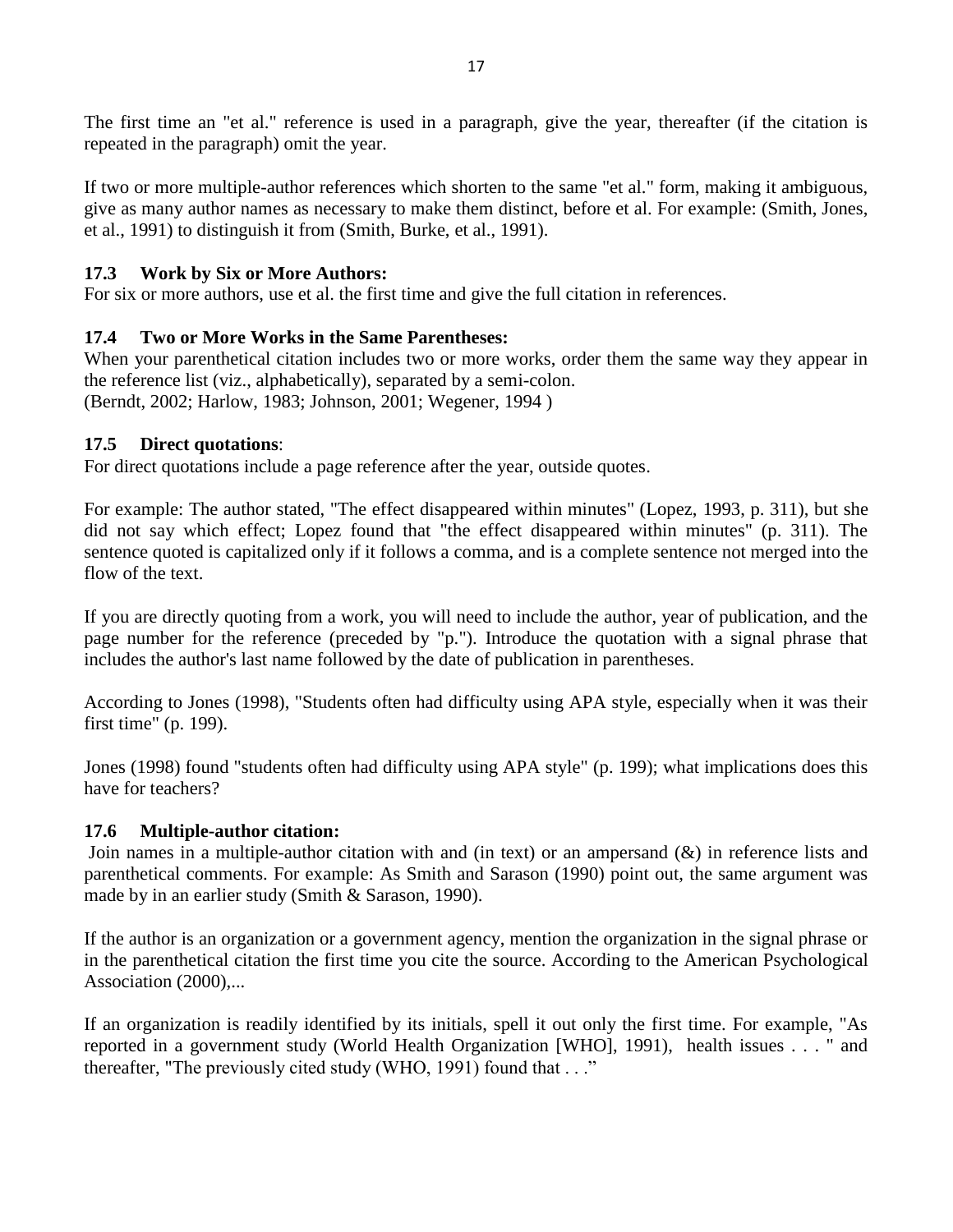The first time an "et al." reference is used in a paragraph, give the year, thereafter (if the citation is repeated in the paragraph) omit the year.

If two or more multiple-author references which shorten to the same "et al." form, making it ambiguous, give as many author names as necessary to make them distinct, before et al. For example: (Smith, Jones, et al., 1991) to distinguish it from (Smith, Burke, et al., 1991).

### 17.3 Work by Six or More Authors:

For six or more authors, use et al. the first time and give the full citation in references.

### 17.4 Two or More Works in the Same Parentheses:

When your parenthetical citation includes two or more works, order them the same way they appear in the reference list (viz., alphabetically), separated by a semi-colon.
(Berndt, 2002; Harlow, 1983; Johnson, 2001; Wegener, 1994 )

### 17.5 Direct quotations:

For direct quotations include a page reference after the year, outside quotes.

For example: The author stated, "The effect disappeared within minutes" (Lopez, 1993, p. 311), but she did not say which effect; Lopez found that "the effect disappeared within minutes" (p. 311). The sentence quoted is capitalized only if it follows a comma, and is a complete sentence not merged into the flow of the text.

If you are directly quoting from a work, you will need to include the author, year of publication, and the page number for the reference (preceded by "p."). Introduce the quotation with a signal phrase that includes the author's last name followed by the date of publication in parentheses.

According to Jones (1998), "Students often had difficulty using APA style, especially when it was their first time" (p. 199).

Jones (1998) found "students often had difficulty using APA style" (p. 199); what implications does this have for teachers?

### 17.6 Multiple-author citation:

Join names in a multiple-author citation with and (in text) or an ampersand (&) in reference lists and parenthetical comments. For example: As Smith and Sarason (1990) point out, the same argument was made by in an earlier study (Smith & Sarason, 1990).

If the author is an organization or a government agency, mention the organization in the signal phrase or in the parenthetical citation the first time you cite the source. According to the American Psychological Association (2000),...

If an organization is readily identified by its initials, spell it out only the first time. For example, "As reported in a government study (World Health Organization [WHO], 1991), health issues . . . " and thereafter, "The previously cited study (WHO, 1991) found that . . ."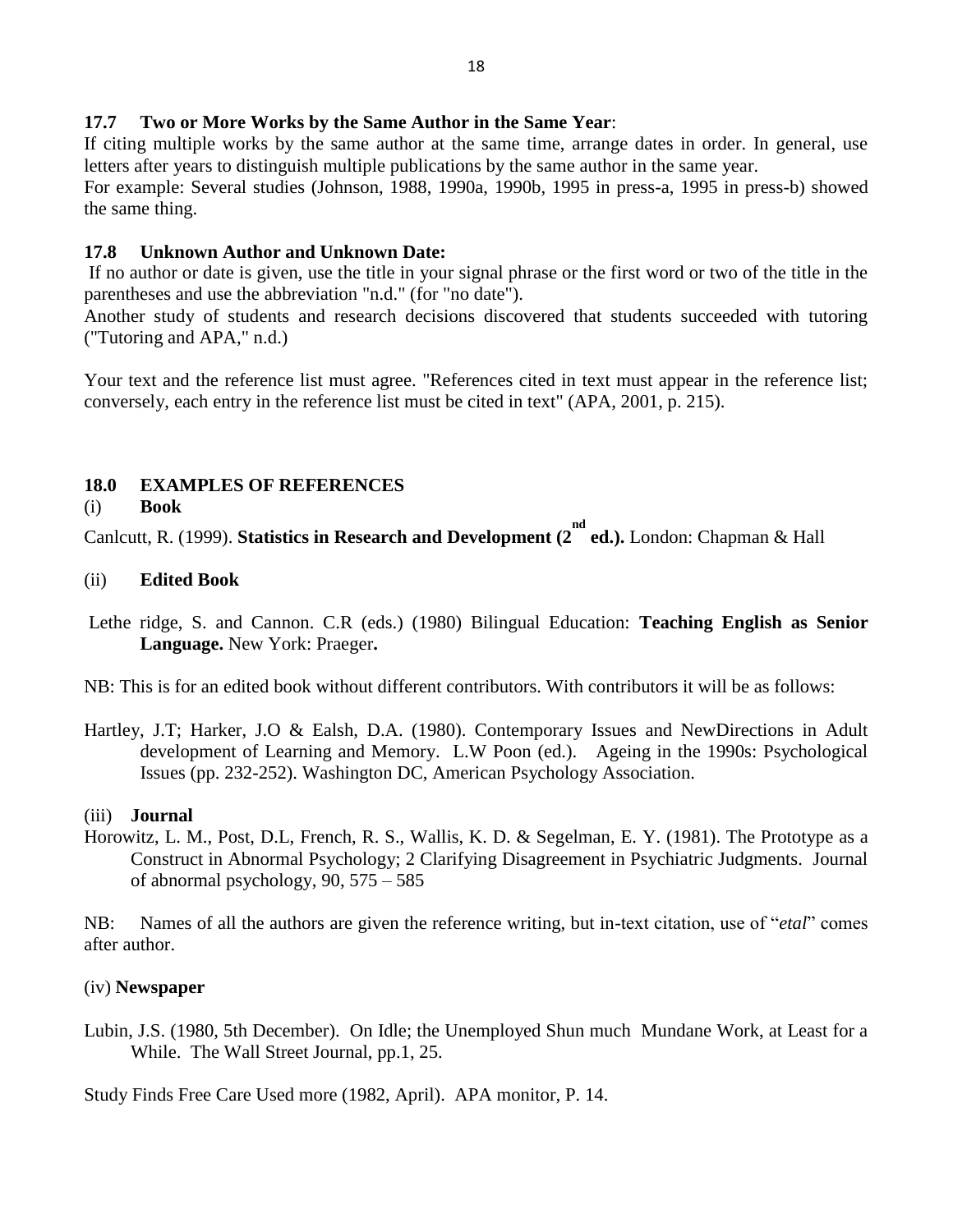### 17.7 Two or More Works by the Same Author in the Same Year:

If citing multiple works by the same author at the same time, arrange dates in order. In general, use letters after years to distinguish multiple publications by the same author in the same year.

For example: Several studies (Johnson, 1988, 1990a, 1990b, 1995 in press-a, 1995 in press-b) showed the same thing.

### 17.8 Unknown Author and Unknown Date:

If no author or date is given, use the title in your signal phrase or the first word or two of the title in the parentheses and use the abbreviation "n.d." (for "no date").

Another study of students and research decisions discovered that students succeeded with tutoring ("Tutoring and APA," n.d.)

Your text and the reference list must agree. "References cited in text must appear in the reference list; conversely, each entry in the reference list must be cited in text" (APA, 2001, p. 215).

## 18.0 EXAMPLES OF REFERENCES

(i) **Book**

Canlcutt, R. (1999). **Statistics in Research and Development (2nd ed.).** London: Chapman & Hall

(ii) **Edited Book**

Lethe ridge, S. and Cannon. C.R (eds.) (1980) Bilingual Education: **Teaching English as Senior Language.** New York: Praeger**.**

NB: This is for an edited book without different contributors. With contributors it will be as follows:

Hartley, J.T; Harker, J.O & Ealsh, D.A. (1980). Contemporary Issues and NewDirections in Adult development of Learning and Memory. L.W Poon (ed.). Ageing in the 1990s: Psychological Issues (pp. 232-252). Washington DC, American Psychology Association.

(iii) **Journal**

Horowitz, L. M., Post, D.L, French, R. S., Wallis, K. D. & Segelman, E. Y. (1981). The Prototype as a Construct in Abnormal Psychology; 2 Clarifying Disagreement in Psychiatric Judgments. Journal of abnormal psychology, 90, 575 – 585

NB: Names of all the authors are given the reference writing, but in-text citation, use of "*etal*" comes after author.

(iv) **Newspaper**

Lubin, J.S. (1980, 5th December). On Idle; the Unemployed Shun much Mundane Work, at Least for a While. The Wall Street Journal, pp.1, 25.

Study Finds Free Care Used more (1982, April). APA monitor, P. 14.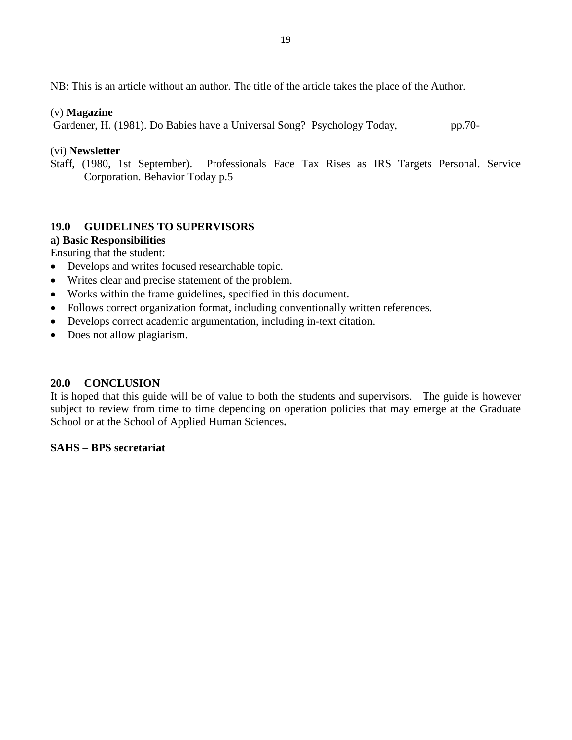NB: This is an article without an author. The title of the article takes the place of the Author.

(v) **Magazine**

Gardener, H. (1981). Do Babies have a Universal Song? Psychology Today, pp.70-

(vi) **Newsletter**

Staff, (1980, 1st September). Professionals Face Tax Rises as IRS Targets Personal. Service Corporation. Behavior Today p.5

## 19.0 GUIDELINES TO SUPERVISORS

**a) Basic Responsibilities**

Ensuring that the student:

- Develops and writes focused researchable topic.
- Writes clear and precise statement of the problem.
- Works within the frame guidelines, specified in this document.
- Follows correct organization format, including conventionally written references.
- Develops correct academic argumentation, including in-text citation.
- Does not allow plagiarism.

## 20.0 CONCLUSION

It is hoped that this guide will be of value to both the students and supervisors. The guide is however subject to review from time to time depending on operation policies that may emerge at the Graduate School or at the School of Applied Human Sciences**.**

**SAHS – BPS secretariat**